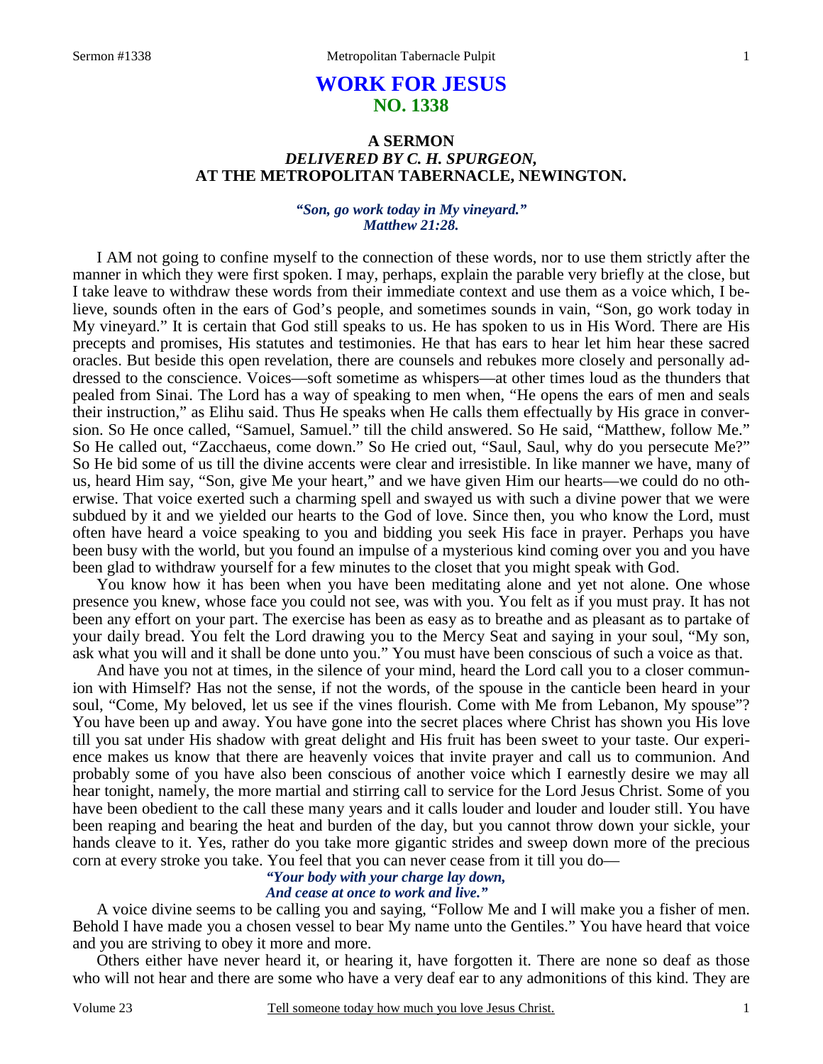# WORK FOR JESUS
## NO. 1338

### A SERMON
### *DELIVERED BY C. H. SPURGEON,*
### AT THE METROPOLITAN TABERNACLE, NEWINGTON.

*"Son, go work today in My vineyard." Matthew 21:28.*

I AM not going to confine myself to the connection of these words, nor to use them strictly after the manner in which they were first spoken. I may, perhaps, explain the parable very briefly at the close, but I take leave to withdraw these words from their immediate context and use them as a voice which, I believe, sounds often in the ears of God's people, and sometimes sounds in vain, "Son, go work today in My vineyard." It is certain that God still speaks to us. He has spoken to us in His Word. There are His precepts and promises, His statutes and testimonies. He that has ears to hear let him hear these sacred oracles. But beside this open revelation, there are counsels and rebukes more closely and personally addressed to the conscience. Voices—soft sometime as whispers—at other times loud as the thunders that pealed from Sinai. The Lord has a way of speaking to men when, "He opens the ears of men and seals their instruction," as Elihu said. Thus He speaks when He calls them effectually by His grace in conversion. So He once called, "Samuel, Samuel." till the child answered. So He said, "Matthew, follow Me." So He called out, "Zacchaeus, come down." So He cried out, "Saul, Saul, why do you persecute Me?" So He bid some of us till the divine accents were clear and irresistible. In like manner we have, many of us, heard Him say, "Son, give Me your heart," and we have given Him our hearts—we could do no otherwise. That voice exerted such a charming spell and swayed us with such a divine power that we were subdued by it and we yielded our hearts to the God of love. Since then, you who know the Lord, must often have heard a voice speaking to you and bidding you seek His face in prayer. Perhaps you have been busy with the world, but you found an impulse of a mysterious kind coming over you and you have been glad to withdraw yourself for a few minutes to the closet that you might speak with God.

You know how it has been when you have been meditating alone and yet not alone. One whose presence you knew, whose face you could not see, was with you. You felt as if you must pray. It has not been any effort on your part. The exercise has been as easy as to breathe and as pleasant as to partake of your daily bread. You felt the Lord drawing you to the Mercy Seat and saying in your soul, "My son, ask what you will and it shall be done unto you." You must have been conscious of such a voice as that.

And have you not at times, in the silence of your mind, heard the Lord call you to a closer communion with Himself? Has not the sense, if not the words, of the spouse in the canticle been heard in your soul, "Come, My beloved, let us see if the vines flourish. Come with Me from Lebanon, My spouse"? You have been up and away. You have gone into the secret places where Christ has shown you His love till you sat under His shadow with great delight and His fruit has been sweet to your taste. Our experience makes us know that there are heavenly voices that invite prayer and call us to communion. And probably some of you have also been conscious of another voice which I earnestly desire we may all hear tonight, namely, the more martial and stirring call to service for the Lord Jesus Christ. Some of you have been obedient to the call these many years and it calls louder and louder and louder still. You have been reaping and bearing the heat and burden of the day, but you cannot throw down your sickle, your hands cleave to it. Yes, rather do you take more gigantic strides and sweep down more of the precious corn at every stroke you take. You feel that you can never cease from it till you do—

*"Your body with your charge lay down,*  
*And cease at once to work and live."*

A voice divine seems to be calling you and saying, "Follow Me and I will make you a fisher of men. Behold I have made you a chosen vessel to bear My name unto the Gentiles." You have heard that voice and you are striving to obey it more and more.

Others either have never heard it, or hearing it, have forgotten it. There are none so deaf as those who will not hear and there are some who have a very deaf ear to any admonitions of this kind. They are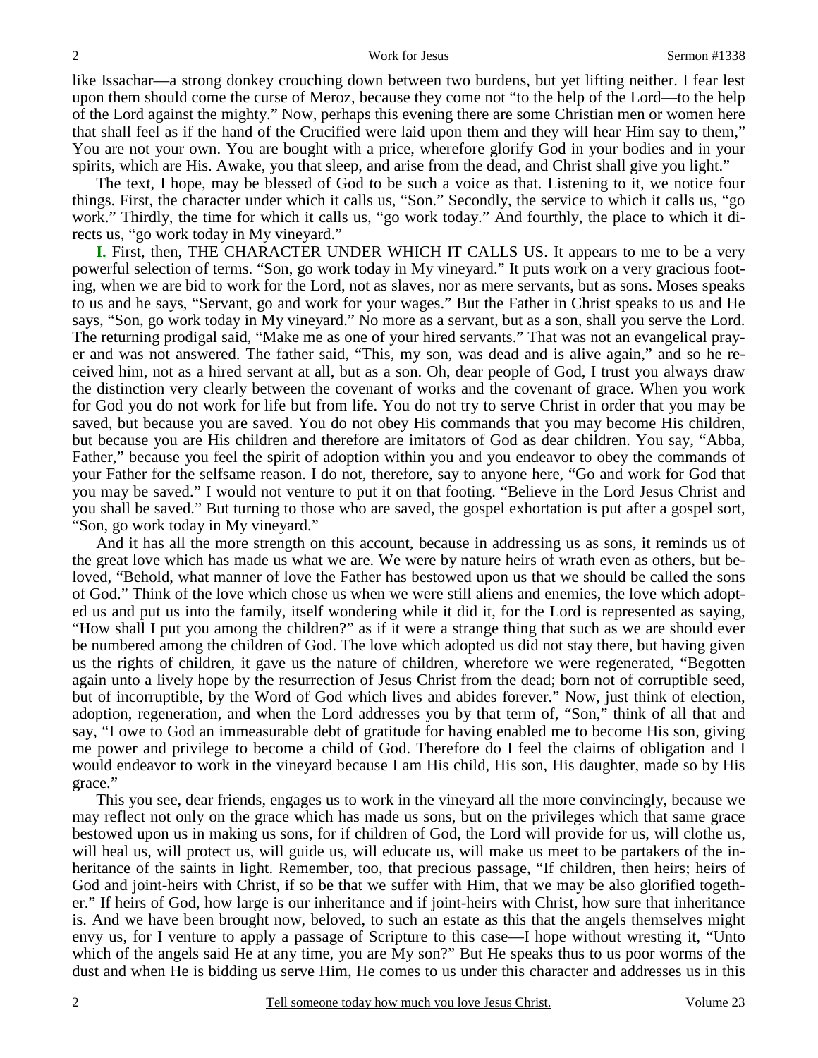like Issachar—a strong donkey crouching down between two burdens, but yet lifting neither. I fear lest upon them should come the curse of Meroz, because they come not "to the help of the Lord—to the help of the Lord against the mighty." Now, perhaps this evening there are some Christian men or women here that shall feel as if the hand of the Crucified were laid upon them and they will hear Him say to them," You are not your own. You are bought with a price, wherefore glorify God in your bodies and in your spirits, which are His. Awake, you that sleep, and arise from the dead, and Christ shall give you light."

The text, I hope, may be blessed of God to be such a voice as that. Listening to it, we notice four things. First, the character under which it calls us, "Son." Secondly, the service to which it calls us, "go work." Thirdly, the time for which it calls us, "go work today." And fourthly, the place to which it directs us, "go work today in My vineyard."

**I.** First, then, THE CHARACTER UNDER WHICH IT CALLS US. It appears to me to be a very powerful selection of terms. "Son, go work today in My vineyard." It puts work on a very gracious footing, when we are bid to work for the Lord, not as slaves, nor as mere servants, but as sons. Moses speaks to us and he says, "Servant, go and work for your wages." But the Father in Christ speaks to us and He says, "Son, go work today in My vineyard." No more as a servant, but as a son, shall you serve the Lord. The returning prodigal said, "Make me as one of your hired servants." That was not an evangelical prayer and was not answered. The father said, "This, my son, was dead and is alive again," and so he received him, not as a hired servant at all, but as a son. Oh, dear people of God, I trust you always draw the distinction very clearly between the covenant of works and the covenant of grace. When you work for God you do not work for life but from life. You do not try to serve Christ in order that you may be saved, but because you are saved. You do not obey His commands that you may become His children, but because you are His children and therefore are imitators of God as dear children. You say, "Abba, Father," because you feel the spirit of adoption within you and you endeavor to obey the commands of your Father for the selfsame reason. I do not, therefore, say to anyone here, "Go and work for God that you may be saved." I would not venture to put it on that footing. "Believe in the Lord Jesus Christ and you shall be saved." But turning to those who are saved, the gospel exhortation is put after a gospel sort, "Son, go work today in My vineyard."

And it has all the more strength on this account, because in addressing us as sons, it reminds us of the great love which has made us what we are. We were by nature heirs of wrath even as others, but beloved, "Behold, what manner of love the Father has bestowed upon us that we should be called the sons of God." Think of the love which chose us when we were still aliens and enemies, the love which adopted us and put us into the family, itself wondering while it did it, for the Lord is represented as saying, "How shall I put you among the children?" as if it were a strange thing that such as we are should ever be numbered among the children of God. The love which adopted us did not stay there, but having given us the rights of children, it gave us the nature of children, wherefore we were regenerated, "Begotten again unto a lively hope by the resurrection of Jesus Christ from the dead; born not of corruptible seed, but of incorruptible, by the Word of God which lives and abides forever." Now, just think of election, adoption, regeneration, and when the Lord addresses you by that term of, "Son," think of all that and say, "I owe to God an immeasurable debt of gratitude for having enabled me to become His son, giving me power and privilege to become a child of God. Therefore do I feel the claims of obligation and I would endeavor to work in the vineyard because I am His child, His son, His daughter, made so by His grace."

This you see, dear friends, engages us to work in the vineyard all the more convincingly, because we may reflect not only on the grace which has made us sons, but on the privileges which that same grace bestowed upon us in making us sons, for if children of God, the Lord will provide for us, will clothe us, will heal us, will protect us, will guide us, will educate us, will make us meet to be partakers of the inheritance of the saints in light. Remember, too, that precious passage, "If children, then heirs; heirs of God and joint-heirs with Christ, if so be that we suffer with Him, that we may be also glorified together." If heirs of God, how large is our inheritance and if joint-heirs with Christ, how sure that inheritance is. And we have been brought now, beloved, to such an estate as this that the angels themselves might envy us, for I venture to apply a passage of Scripture to this case—I hope without wresting it, "Unto which of the angels said He at any time, you are My son?" But He speaks thus to us poor worms of the dust and when He is bidding us serve Him, He comes to us under this character and addresses us in this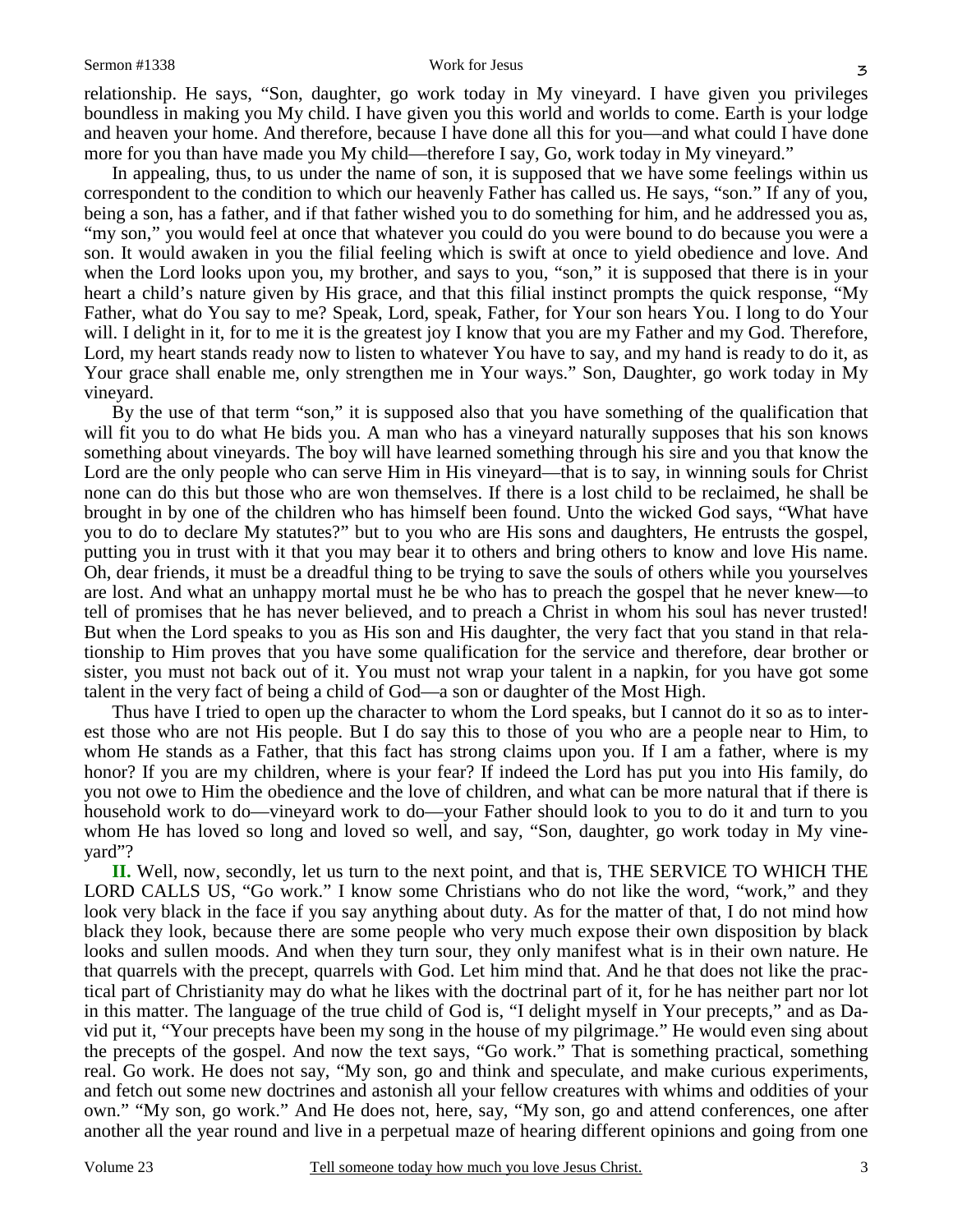relationship. He says, "Son, daughter, go work today in My vineyard. I have given you privileges boundless in making you My child. I have given you this world and worlds to come. Earth is your lodge and heaven your home. And therefore, because I have done all this for you—and what could I have done more for you than have made you My child—therefore I say, Go, work today in My vineyard."

In appealing, thus, to us under the name of son, it is supposed that we have some feelings within us correspondent to the condition to which our heavenly Father has called us. He says, "son." If any of you, being a son, has a father, and if that father wished you to do something for him, and he addressed you as, "my son," you would feel at once that whatever you could do you were bound to do because you were a son. It would awaken in you the filial feeling which is swift at once to yield obedience and love. And when the Lord looks upon you, my brother, and says to you, "son," it is supposed that there is in your heart a child's nature given by His grace, and that this filial instinct prompts the quick response, "My Father, what do You say to me? Speak, Lord, speak, Father, for Your son hears You. I long to do Your will. I delight in it, for to me it is the greatest joy I know that you are my Father and my God. Therefore, Lord, my heart stands ready now to listen to whatever You have to say, and my hand is ready to do it, as Your grace shall enable me, only strengthen me in Your ways." Son, Daughter, go work today in My vineyard.

By the use of that term "son," it is supposed also that you have something of the qualification that will fit you to do what He bids you. A man who has a vineyard naturally supposes that his son knows something about vineyards. The boy will have learned something through his sire and you that know the Lord are the only people who can serve Him in His vineyard—that is to say, in winning souls for Christ none can do this but those who are won themselves. If there is a lost child to be reclaimed, he shall be brought in by one of the children who has himself been found. Unto the wicked God says, "What have you to do to declare My statutes?" but to you who are His sons and daughters, He entrusts the gospel, putting you in trust with it that you may bear it to others and bring others to know and love His name. Oh, dear friends, it must be a dreadful thing to be trying to save the souls of others while you yourselves are lost. And what an unhappy mortal must he be who has to preach the gospel that he never knew—to tell of promises that he has never believed, and to preach a Christ in whom his soul has never trusted! But when the Lord speaks to you as His son and His daughter, the very fact that you stand in that relationship to Him proves that you have some qualification for the service and therefore, dear brother or sister, you must not back out of it. You must not wrap your talent in a napkin, for you have got some talent in the very fact of being a child of God—a son or daughter of the Most High.

Thus have I tried to open up the character to whom the Lord speaks, but I cannot do it so as to interest those who are not His people. But I do say this to those of you who are a people near to Him, to whom He stands as a Father, that this fact has strong claims upon you. If I am a father, where is my honor? If you are my children, where is your fear? If indeed the Lord has put you into His family, do you not owe to Him the obedience and the love of children, and what can be more natural that if there is household work to do—vineyard work to do—your Father should look to you to do it and turn to you whom He has loved so long and loved so well, and say, "Son, daughter, go work today in My vineyard"?

**II.** Well, now, secondly, let us turn to the next point, and that is, THE SERVICE TO WHICH THE LORD CALLS US, "Go work." I know some Christians who do not like the word, "work," and they look very black in the face if you say anything about duty. As for the matter of that, I do not mind how black they look, because there are some people who very much expose their own disposition by black looks and sullen moods. And when they turn sour, they only manifest what is in their own nature. He that quarrels with the precept, quarrels with God. Let him mind that. And he that does not like the practical part of Christianity may do what he likes with the doctrinal part of it, for he has neither part nor lot in this matter. The language of the true child of God is, "I delight myself in Your precepts," and as David put it, "Your precepts have been my song in the house of my pilgrimage." He would even sing about the precepts of the gospel. And now the text says, "Go work." That is something practical, something real. Go work. He does not say, "My son, go and think and speculate, and make curious experiments, and fetch out some new doctrines and astonish all your fellow creatures with whims and oddities of your own." "My son, go work." And He does not, here, say, "My son, go and attend conferences, one after another all the year round and live in a perpetual maze of hearing different opinions and going from one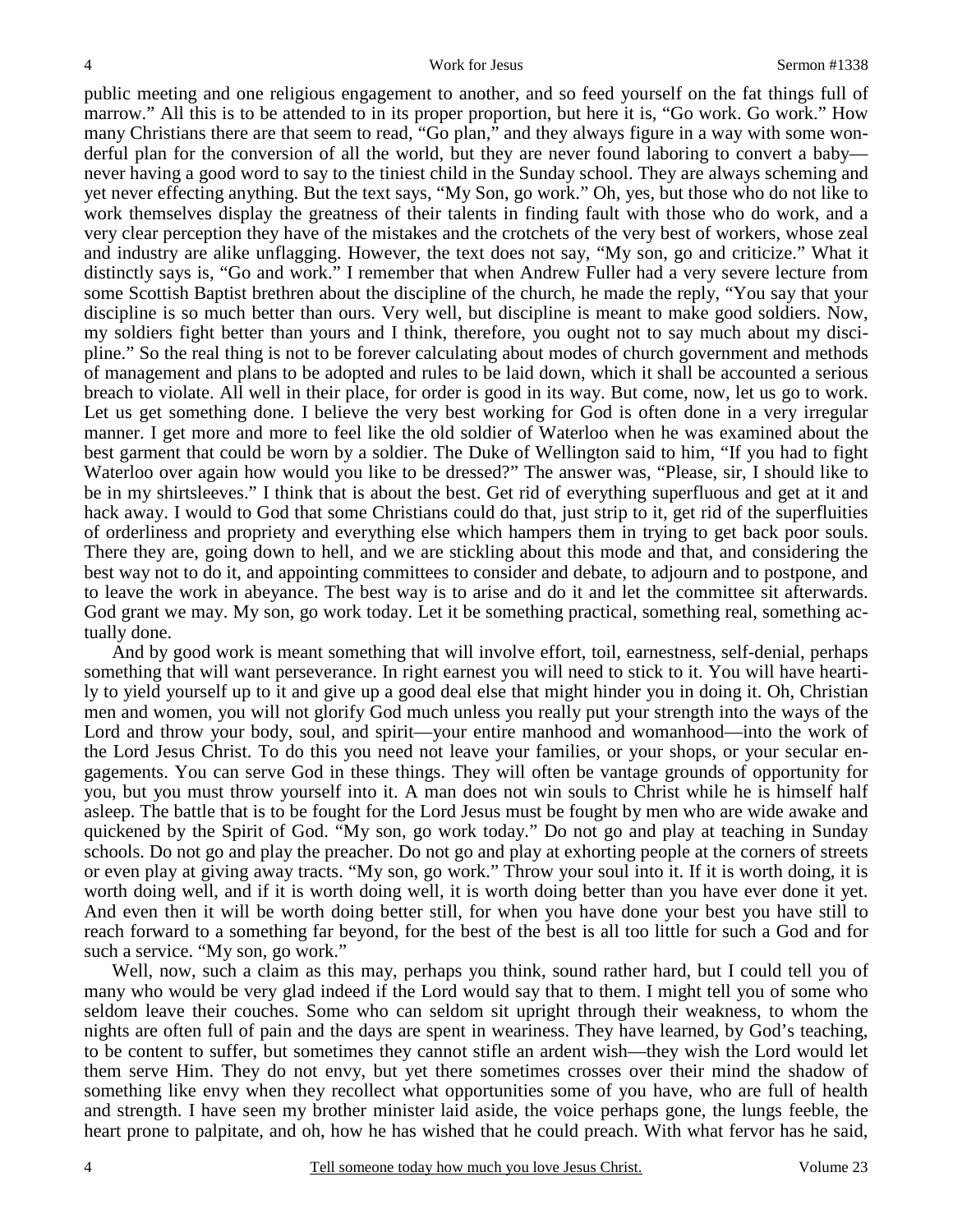public meeting and one religious engagement to another, and so feed yourself on the fat things full of marrow." All this is to be attended to in its proper proportion, but here it is, "Go work. Go work." How many Christians there are that seem to read, "Go plan," and they always figure in a way with some wonderful plan for the conversion of all the world, but they are never found laboring to convert a baby—never having a good word to say to the tiniest child in the Sunday school. They are always scheming and yet never effecting anything. But the text says, "My Son, go work." Oh, yes, but those who do not like to work themselves display the greatness of their talents in finding fault with those who do work, and a very clear perception they have of the mistakes and the crotchets of the very best of workers, whose zeal and industry are alike unflagging. However, the text does not say, "My son, go and criticize." What it distinctly says is, "Go and work." I remember that when Andrew Fuller had a very severe lecture from some Scottish Baptist brethren about the discipline of the church, he made the reply, "You say that your discipline is so much better than ours. Very well, but discipline is meant to make good soldiers. Now, my soldiers fight better than yours and I think, therefore, you ought not to say much about my discipline." So the real thing is not to be forever calculating about modes of church government and methods of management and plans to be adopted and rules to be laid down, which it shall be accounted a serious breach to violate. All well in their place, for order is good in its way. But come, now, let us go to work. Let us get something done. I believe the very best working for God is often done in a very irregular manner. I get more and more to feel like the old soldier of Waterloo when he was examined about the best garment that could be worn by a soldier. The Duke of Wellington said to him, "If you had to fight Waterloo over again how would you like to be dressed?" The answer was, "Please, sir, I should like to be in my shirtsleeves." I think that is about the best. Get rid of everything superfluous and get at it and hack away. I would to God that some Christians could do that, just strip to it, get rid of the superfluities of orderliness and propriety and everything else which hampers them in trying to get back poor souls. There they are, going down to hell, and we are stickling about this mode and that, and considering the best way not to do it, and appointing committees to consider and debate, to adjourn and to postpone, and to leave the work in abeyance. The best way is to arise and do it and let the committee sit afterwards. God grant we may. My son, go work today. Let it be something practical, something real, something actually done.

And by good work is meant something that will involve effort, toil, earnestness, self-denial, perhaps something that will want perseverance. In right earnest you will need to stick to it. You will have heartily to yield yourself up to it and give up a good deal else that might hinder you in doing it. Oh, Christian men and women, you will not glorify God much unless you really put your strength into the ways of the Lord and throw your body, soul, and spirit—your entire manhood and womanhood—into the work of the Lord Jesus Christ. To do this you need not leave your families, or your shops, or your secular engagements. You can serve God in these things. They will often be vantage grounds of opportunity for you, but you must throw yourself into it. A man does not win souls to Christ while he is himself half asleep. The battle that is to be fought for the Lord Jesus must be fought by men who are wide awake and quickened by the Spirit of God. "My son, go work today." Do not go and play at teaching in Sunday schools. Do not go and play the preacher. Do not go and play at exhorting people at the corners of streets or even play at giving away tracts. "My son, go work." Throw your soul into it. If it is worth doing, it is worth doing well, and if it is worth doing well, it is worth doing better than you have ever done it yet. And even then it will be worth doing better still, for when you have done your best you have still to reach forward to a something far beyond, for the best of the best is all too little for such a God and for such a service. "My son, go work."

Well, now, such a claim as this may, perhaps you think, sound rather hard, but I could tell you of many who would be very glad indeed if the Lord would say that to them. I might tell you of some who seldom leave their couches. Some who can seldom sit upright through their weakness, to whom the nights are often full of pain and the days are spent in weariness. They have learned, by God's teaching, to be content to suffer, but sometimes they cannot stifle an ardent wish—they wish the Lord would let them serve Him. They do not envy, but yet there sometimes crosses over their mind the shadow of something like envy when they recollect what opportunities some of you have, who are full of health and strength. I have seen my brother minister laid aside, the voice perhaps gone, the lungs feeble, the heart prone to palpitate, and oh, how he has wished that he could preach. With what fervor has he said,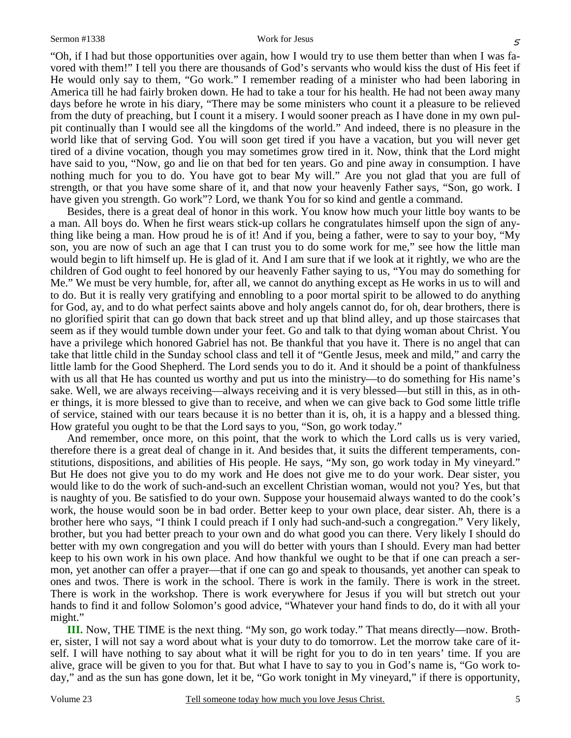"Oh, if I had but those opportunities over again, how I would try to use them better than when I was favored with them!" I tell you there are thousands of God's servants who would kiss the dust of His feet if He would only say to them, "Go work." I remember reading of a minister who had been laboring in America till he had fairly broken down. He had to take a tour for his health. He had not been away many days before he wrote in his diary, "There may be some ministers who count it a pleasure to be relieved from the duty of preaching, but I count it a misery. I would sooner preach as I have done in my own pulpit continually than I would see all the kingdoms of the world." And indeed, there is no pleasure in the world like that of serving God. You will soon get tired if you have a vacation, but you will never get tired of a divine vocation, though you may sometimes grow tired in it. Now, think that the Lord might have said to you, "Now, go and lie on that bed for ten years. Go and pine away in consumption. I have nothing much for you to do. You have got to bear My will." Are you not glad that you are full of strength, or that you have some share of it, and that now your heavenly Father says, "Son, go work. I have given you strength. Go work"? Lord, we thank You for so kind and gentle a command.

Besides, there is a great deal of honor in this work. You know how much your little boy wants to be a man. All boys do. When he first wears stick-up collars he congratulates himself upon the sign of anything like being a man. How proud he is of it! And if you, being a father, were to say to your boy, "My son, you are now of such an age that I can trust you to do some work for me," see how the little man would begin to lift himself up. He is glad of it. And I am sure that if we look at it rightly, we who are the children of God ought to feel honored by our heavenly Father saying to us, "You may do something for Me." We must be very humble, for, after all, we cannot do anything except as He works in us to will and to do. But it is really very gratifying and ennobling to a poor mortal spirit to be allowed to do anything for God, ay, and to do what perfect saints above and holy angels cannot do, for oh, dear brothers, there is no glorified spirit that can go down that back street and up that blind alley, and up those staircases that seem as if they would tumble down under your feet. Go and talk to that dying woman about Christ. You have a privilege which honored Gabriel has not. Be thankful that you have it. There is no angel that can take that little child in the Sunday school class and tell it of "Gentle Jesus, meek and mild," and carry the little lamb for the Good Shepherd. The Lord sends you to do it. And it should be a point of thankfulness with us all that He has counted us worthy and put us into the ministry—to do something for His name's sake. Well, we are always receiving—always receiving and it is very blessed—but still in this, as in other things, it is more blessed to give than to receive, and when we can give back to God some little trifle of service, stained with our tears because it is no better than it is, oh, it is a happy and a blessed thing. How grateful you ought to be that the Lord says to you, "Son, go work today."

And remember, once more, on this point, that the work to which the Lord calls us is very varied, therefore there is a great deal of change in it. And besides that, it suits the different temperaments, constitutions, dispositions, and abilities of His people. He says, "My son, go work today in My vineyard." But He does not give you to do my work and He does not give me to do your work. Dear sister, you would like to do the work of such-and-such an excellent Christian woman, would not you? Yes, but that is naughty of you. Be satisfied to do your own. Suppose your housemaid always wanted to do the cook's work, the house would soon be in bad order. Better keep to your own place, dear sister. Ah, there is a brother here who says, "I think I could preach if I only had such-and-such a congregation." Very likely, brother, but you had better preach to your own and do what good you can there. Very likely I should do better with my own congregation and you will do better with yours than I should. Every man had better keep to his own work in his own place. And how thankful we ought to be that if one can preach a sermon, yet another can offer a prayer—that if one can go and speak to thousands, yet another can speak to ones and twos. There is work in the school. There is work in the family. There is work in the street. There is work in the workshop. There is work everywhere for Jesus if you will but stretch out your hands to find it and follow Solomon's good advice, "Whatever your hand finds to do, do it with all your might."

**III.** Now, THE TIME is the next thing. "My son, go work today." That means directly—now. Brother, sister, I will not say a word about what is your duty to do tomorrow. Let the morrow take care of itself. I will have nothing to say about what it will be right for you to do in ten years' time. If you are alive, grace will be given to you for that. But what I have to say to you in God's name is, "Go work today," and as the sun has gone down, let it be, "Go work tonight in My vineyard," if there is opportunity,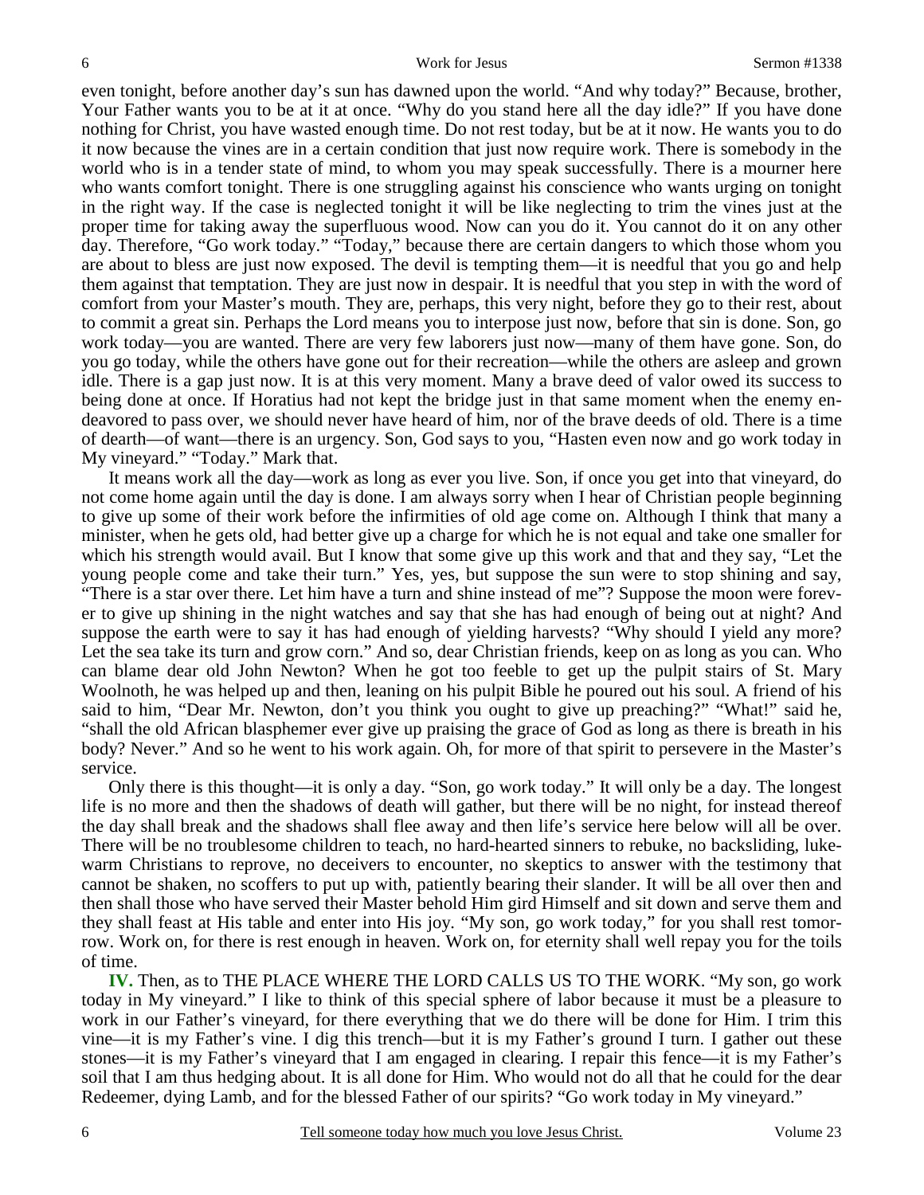even tonight, before another day's sun has dawned upon the world. "And why today?" Because, brother, Your Father wants you to be at it at once. "Why do you stand here all the day idle?" If you have done nothing for Christ, you have wasted enough time. Do not rest today, but be at it now. He wants you to do it now because the vines are in a certain condition that just now require work. There is somebody in the world who is in a tender state of mind, to whom you may speak successfully. There is a mourner here who wants comfort tonight. There is one struggling against his conscience who wants urging on tonight in the right way. If the case is neglected tonight it will be like neglecting to trim the vines just at the proper time for taking away the superfluous wood. Now can you do it. You cannot do it on any other day. Therefore, "Go work today." "Today," because there are certain dangers to which those whom you are about to bless are just now exposed. The devil is tempting them—it is needful that you go and help them against that temptation. They are just now in despair. It is needful that you step in with the word of comfort from your Master's mouth. They are, perhaps, this very night, before they go to their rest, about to commit a great sin. Perhaps the Lord means you to interpose just now, before that sin is done. Son, go work today—you are wanted. There are very few laborers just now—many of them have gone. Son, do you go today, while the others have gone out for their recreation—while the others are asleep and grown idle. There is a gap just now. It is at this very moment. Many a brave deed of valor owed its success to being done at once. If Horatius had not kept the bridge just in that same moment when the enemy endeavored to pass over, we should never have heard of him, nor of the brave deeds of old. There is a time of dearth—of want—there is an urgency. Son, God says to you, "Hasten even now and go work today in My vineyard." "Today." Mark that.

It means work all the day—work as long as ever you live. Son, if once you get into that vineyard, do not come home again until the day is done. I am always sorry when I hear of Christian people beginning to give up some of their work before the infirmities of old age come on. Although I think that many a minister, when he gets old, had better give up a charge for which he is not equal and take one smaller for which his strength would avail. But I know that some give up this work and that and they say, "Let the young people come and take their turn." Yes, yes, but suppose the sun were to stop shining and say, "There is a star over there. Let him have a turn and shine instead of me"? Suppose the moon were forever to give up shining in the night watches and say that she has had enough of being out at night? And suppose the earth were to say it has had enough of yielding harvests? "Why should I yield any more? Let the sea take its turn and grow corn." And so, dear Christian friends, keep on as long as you can. Who can blame dear old John Newton? When he got too feeble to get up the pulpit stairs of St. Mary Woolnoth, he was helped up and then, leaning on his pulpit Bible he poured out his soul. A friend of his said to him, "Dear Mr. Newton, don't you think you ought to give up preaching?" "What!" said he, "shall the old African blasphemer ever give up praising the grace of God as long as there is breath in his body? Never." And so he went to his work again. Oh, for more of that spirit to persevere in the Master's service.

Only there is this thought—it is only a day. "Son, go work today." It will only be a day. The longest life is no more and then the shadows of death will gather, but there will be no night, for instead thereof the day shall break and the shadows shall flee away and then life's service here below will all be over. There will be no troublesome children to teach, no hard-hearted sinners to rebuke, no backsliding, lukewarm Christians to reprove, no deceivers to encounter, no skeptics to answer with the testimony that cannot be shaken, no scoffers to put up with, patiently bearing their slander. It will be all over then and then shall those who have served their Master behold Him gird Himself and sit down and serve them and they shall feast at His table and enter into His joy. "My son, go work today," for you shall rest tomorrow. Work on, for there is rest enough in heaven. Work on, for eternity shall well repay you for the toils of time.

**IV.** Then, as to THE PLACE WHERE THE LORD CALLS US TO THE WORK. "My son, go work today in My vineyard." I like to think of this special sphere of labor because it must be a pleasure to work in our Father's vineyard, for there everything that we do there will be done for Him. I trim this vine—it is my Father's vine. I dig this trench—but it is my Father's ground I turn. I gather out these stones—it is my Father's vineyard that I am engaged in clearing. I repair this fence—it is my Father's soil that I am thus hedging about. It is all done for Him. Who would not do all that he could for the dear Redeemer, dying Lamb, and for the blessed Father of our spirits? "Go work today in My vineyard."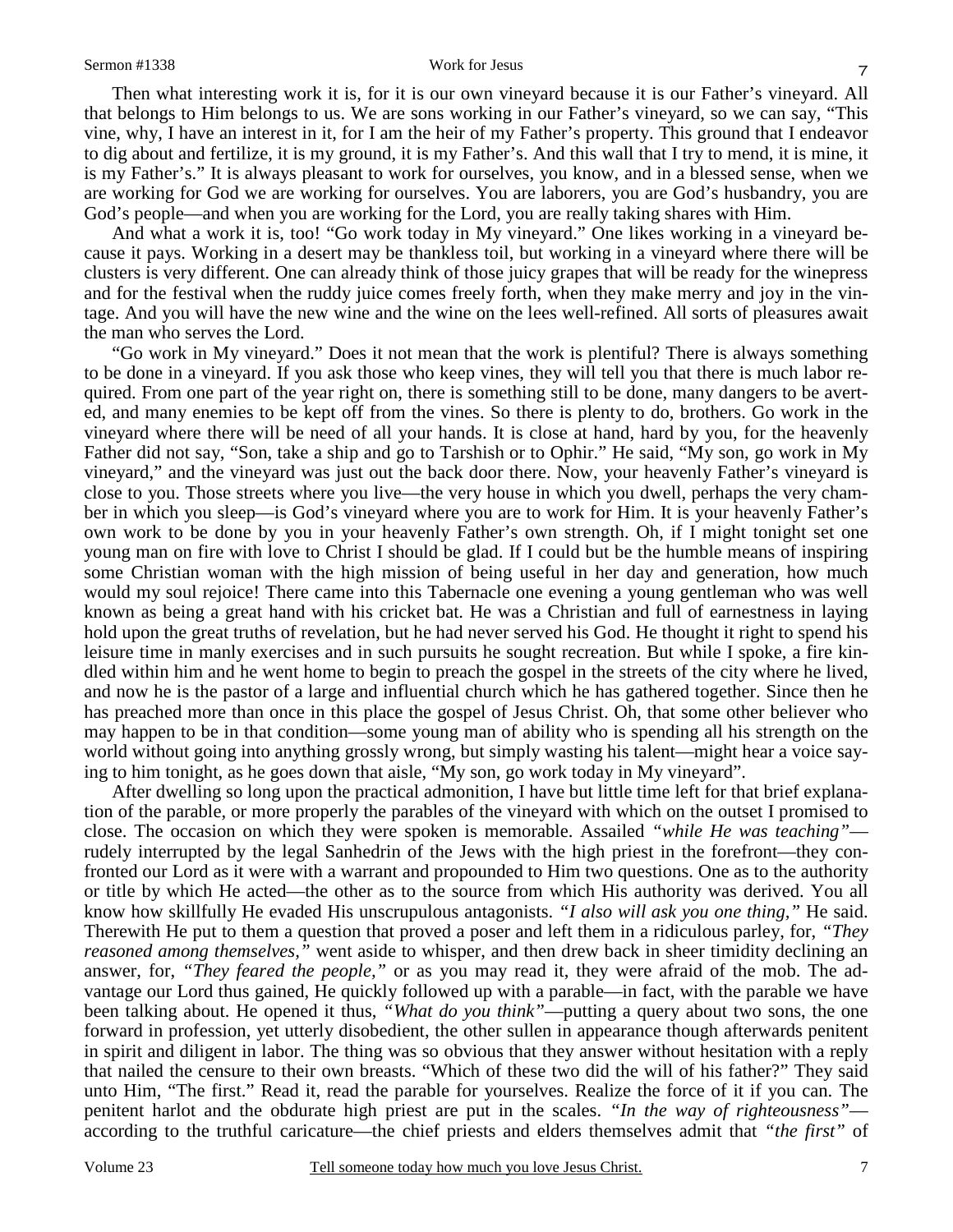Then what interesting work it is, for it is our own vineyard because it is our Father's vineyard. All that belongs to Him belongs to us. We are sons working in our Father's vineyard, so we can say, "This vine, why, I have an interest in it, for I am the heir of my Father's property. This ground that I endeavor to dig about and fertilize, it is my ground, it is my Father's. And this wall that I try to mend, it is mine, it is my Father's." It is always pleasant to work for ourselves, you know, and in a blessed sense, when we are working for God we are working for ourselves. You are laborers, you are God's husbandry, you are God's people—and when you are working for the Lord, you are really taking shares with Him.

And what a work it is, too! "Go work today in My vineyard." One likes working in a vineyard because it pays. Working in a desert may be thankless toil, but working in a vineyard where there will be clusters is very different. One can already think of those juicy grapes that will be ready for the winepress and for the festival when the ruddy juice comes freely forth, when they make merry and joy in the vintage. And you will have the new wine and the wine on the lees well-refined. All sorts of pleasures await the man who serves the Lord.

"Go work in My vineyard." Does it not mean that the work is plentiful? There is always something to be done in a vineyard. If you ask those who keep vines, they will tell you that there is much labor required. From one part of the year right on, there is something still to be done, many dangers to be averted, and many enemies to be kept off from the vines. So there is plenty to do, brothers. Go work in the vineyard where there will be need of all your hands. It is close at hand, hard by you, for the heavenly Father did not say, "Son, take a ship and go to Tarshish or to Ophir." He said, "My son, go work in My vineyard," and the vineyard was just out the back door there. Now, your heavenly Father's vineyard is close to you. Those streets where you live—the very house in which you dwell, perhaps the very chamber in which you sleep—is God's vineyard where you are to work for Him. It is your heavenly Father's own work to be done by you in your heavenly Father's own strength. Oh, if I might tonight set one young man on fire with love to Christ I should be glad. If I could but be the humble means of inspiring some Christian woman with the high mission of being useful in her day and generation, how much would my soul rejoice! There came into this Tabernacle one evening a young gentleman who was well known as being a great hand with his cricket bat. He was a Christian and full of earnestness in laying hold upon the great truths of revelation, but he had never served his God. He thought it right to spend his leisure time in manly exercises and in such pursuits he sought recreation. But while I spoke, a fire kindled within him and he went home to begin to preach the gospel in the streets of the city where he lived, and now he is the pastor of a large and influential church which he has gathered together. Since then he has preached more than once in this place the gospel of Jesus Christ. Oh, that some other believer who may happen to be in that condition—some young man of ability who is spending all his strength on the world without going into anything grossly wrong, but simply wasting his talent—might hear a voice saying to him tonight, as he goes down that aisle, "My son, go work today in My vineyard".

After dwelling so long upon the practical admonition, I have but little time left for that brief explanation of the parable, or more properly the parables of the vineyard with which on the outset I promised to close. The occasion on which they were spoken is memorable. Assailed *"while He was teaching"*—rudely interrupted by the legal Sanhedrin of the Jews with the high priest in the forefront—they confronted our Lord as it were with a warrant and propounded to Him two questions. One as to the authority or title by which He acted—the other as to the source from which His authority was derived. You all know how skillfully He evaded His unscrupulous antagonists. *"I also will ask you one thing,"* He said. Therewith He put to them a question that proved a poser and left them in a ridiculous parley, for, *"They reasoned among themselves,"* went aside to whisper, and then drew back in sheer timidity declining an answer, for, *"They feared the people,"* or as you may read it, they were afraid of the mob. The advantage our Lord thus gained, He quickly followed up with a parable—in fact, with the parable we have been talking about. He opened it thus, *"What do you think"*—putting a query about two sons, the one forward in profession, yet utterly disobedient, the other sullen in appearance though afterwards penitent in spirit and diligent in labor. The thing was so obvious that they answer without hesitation with a reply that nailed the censure to their own breasts. "Which of these two did the will of his father?" They said unto Him, "The first." Read it, read the parable for yourselves. Realize the force of it if you can. The penitent harlot and the obdurate high priest are put in the scales. *"In the way of righteousness"*—according to the truthful caricature—the chief priests and elders themselves admit that *"the first"* of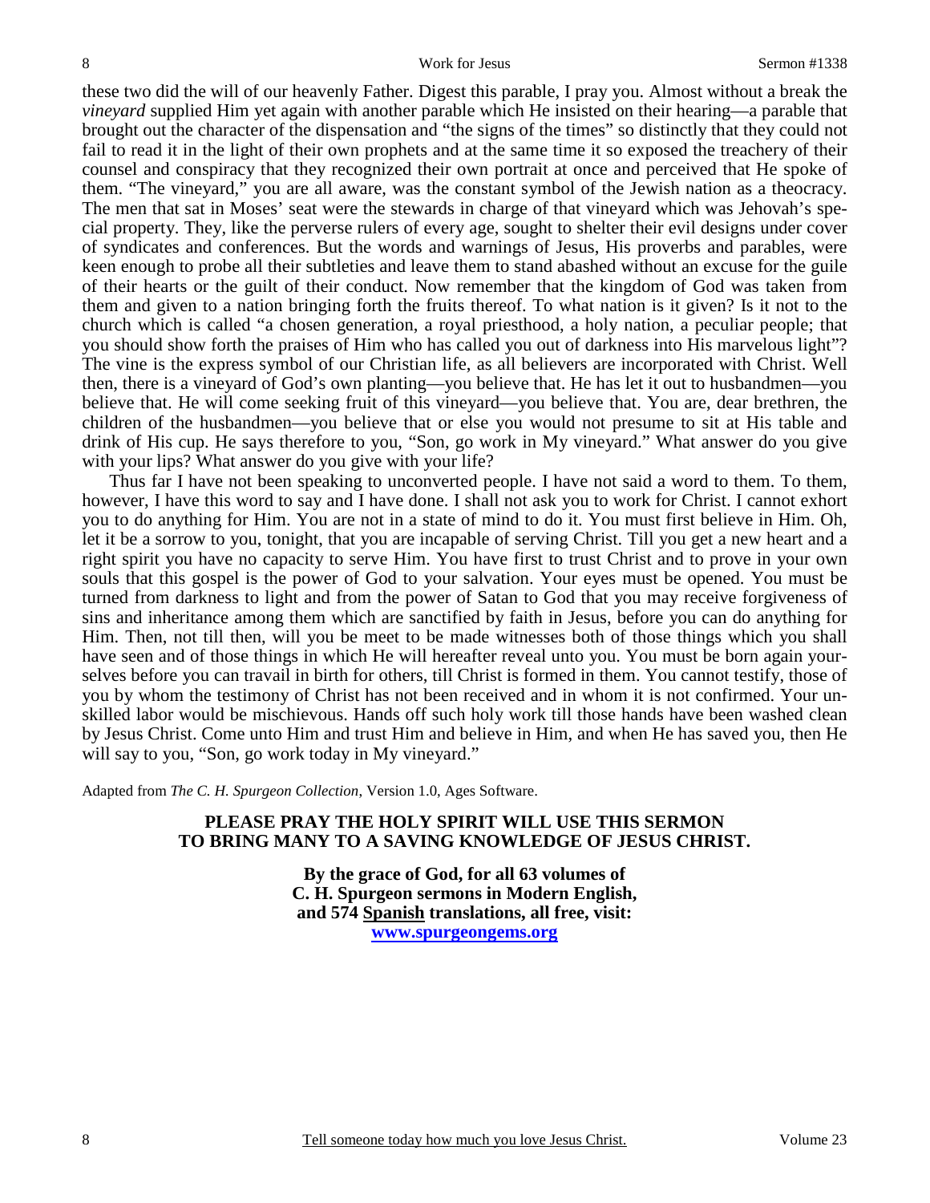these two did the will of our heavenly Father. Digest this parable, I pray you. Almost without a break the *vineyard* supplied Him yet again with another parable which He insisted on their hearing—a parable that brought out the character of the dispensation and "the signs of the times" so distinctly that they could not fail to read it in the light of their own prophets and at the same time it so exposed the treachery of their counsel and conspiracy that they recognized their own portrait at once and perceived that He spoke of them. "The vineyard," you are all aware, was the constant symbol of the Jewish nation as a theocracy. The men that sat in Moses' seat were the stewards in charge of that vineyard which was Jehovah's special property. They, like the perverse rulers of every age, sought to shelter their evil designs under cover of syndicates and conferences. But the words and warnings of Jesus, His proverbs and parables, were keen enough to probe all their subtleties and leave them to stand abashed without an excuse for the guile of their hearts or the guilt of their conduct. Now remember that the kingdom of God was taken from them and given to a nation bringing forth the fruits thereof. To what nation is it given? Is it not to the church which is called "a chosen generation, a royal priesthood, a holy nation, a peculiar people; that you should show forth the praises of Him who has called you out of darkness into His marvelous light"? The vine is the express symbol of our Christian life, as all believers are incorporated with Christ. Well then, there is a vineyard of God's own planting—you believe that. He has let it out to husbandmen—you believe that. He will come seeking fruit of this vineyard—you believe that. You are, dear brethren, the children of the husbandmen—you believe that or else you would not presume to sit at His table and drink of His cup. He says therefore to you, "Son, go work in My vineyard." What answer do you give with your lips? What answer do you give with your life?

Thus far I have not been speaking to unconverted people. I have not said a word to them. To them, however, I have this word to say and I have done. I shall not ask you to work for Christ. I cannot exhort you to do anything for Him. You are not in a state of mind to do it. You must first believe in Him. Oh, let it be a sorrow to you, tonight, that you are incapable of serving Christ. Till you get a new heart and a right spirit you have no capacity to serve Him. You have first to trust Christ and to prove in your own souls that this gospel is the power of God to your salvation. Your eyes must be opened. You must be turned from darkness to light and from the power of Satan to God that you may receive forgiveness of sins and inheritance among them which are sanctified by faith in Jesus, before you can do anything for Him. Then, not till then, will you be meet to be made witnesses both of those things which you shall have seen and of those things in which He will hereafter reveal unto you. You must be born again yourselves before you can travail in birth for others, till Christ is formed in them. You cannot testify, those of you by whom the testimony of Christ has not been received and in whom it is not confirmed. Your unskilled labor would be mischievous. Hands off such holy work till those hands have been washed clean by Jesus Christ. Come unto Him and trust Him and believe in Him, and when He has saved you, then He will say to you, "Son, go work today in My vineyard."

Adapted from *The C. H. Spurgeon Collection*, Version 1.0, Ages Software.

**PLEASE PRAY THE HOLY SPIRIT WILL USE THIS SERMON TO BRING MANY TO A SAVING KNOWLEDGE OF JESUS CHRIST.**

**By the grace of God, for all 63 volumes of C. H. Spurgeon sermons in Modern English, and 574 Spanish translations, all free, visit: www.spurgeongems.org**